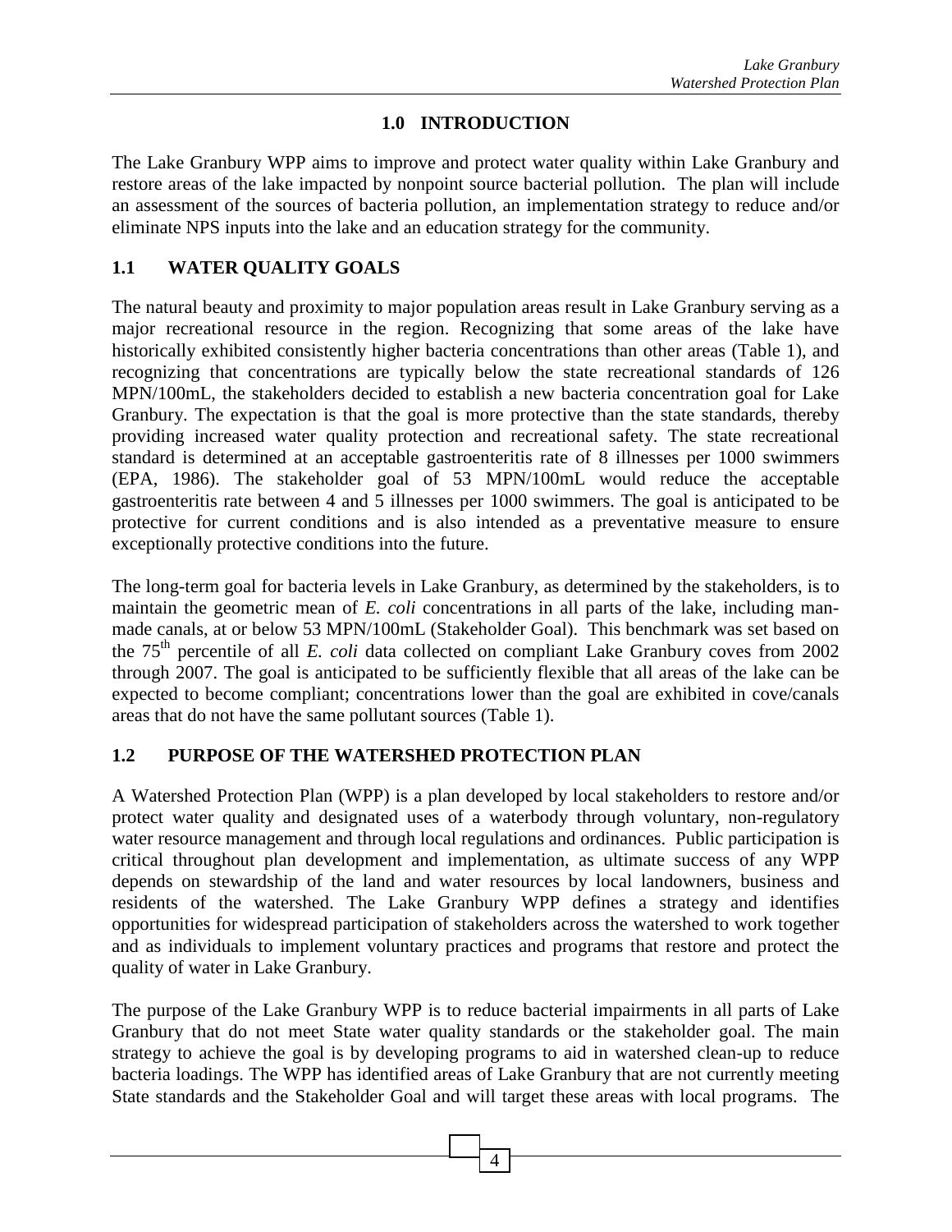## 1.0 INTRODUCTION

The Lake Granbury WPP aims to improve and protect water quality within Lake Granbury and restore areas of the lake impacted by nonpoint source bacterial pollution. The plan will include an assessment of the sources of bacteria pollution, an implementation strategy to reduce and/or eliminate NPS inputs into the lake and an education strategy for the community.

### 1.1 WATER QUALITY GOALS

The natural beauty and proximity to major population areas result in Lake Granbury serving as a major recreational resource in the region. Recognizing that some areas of the lake have historically exhibited consistently higher bacteria concentrations than other areas (Table 1), and recognizing that concentrations are typically below the state recreational standards of 126 MPN/100mL, the stakeholders decided to establish a new bacteria concentration goal for Lake Granbury. The expectation is that the goal is more protective than the state standards, thereby providing increased water quality protection and recreational safety. The state recreational standard is determined at an acceptable gastroenteritis rate of 8 illnesses per 1000 swimmers (EPA, 1986). The stakeholder goal of 53 MPN/100mL would reduce the acceptable gastroenteritis rate between 4 and 5 illnesses per 1000 swimmers. The goal is anticipated to be protective for current conditions and is also intended as a preventative measure to ensure exceptionally protective conditions into the future.

The long-term goal for bacteria levels in Lake Granbury, as determined by the stakeholders, is to maintain the geometric mean of *E. coli* concentrations in all parts of the lake, including man-made canals, at or below 53 MPN/100mL (Stakeholder Goal). This benchmark was set based on the 75$^{th}$ percentile of all *E. coli* data collected on compliant Lake Granbury coves from 2002 through 2007. The goal is anticipated to be sufficiently flexible that all areas of the lake can be expected to become compliant; concentrations lower than the goal are exhibited in cove/canals areas that do not have the same pollutant sources (Table 1).

### 1.2 PURPOSE OF THE WATERSHED PROTECTION PLAN

A Watershed Protection Plan (WPP) is a plan developed by local stakeholders to restore and/or protect water quality and designated uses of a waterbody through voluntary, non-regulatory water resource management and through local regulations and ordinances. Public participation is critical throughout plan development and implementation, as ultimate success of any WPP depends on stewardship of the land and water resources by local landowners, business and residents of the watershed. The Lake Granbury WPP defines a strategy and identifies opportunities for widespread participation of stakeholders across the watershed to work together and as individuals to implement voluntary practices and programs that restore and protect the quality of water in Lake Granbury.

The purpose of the Lake Granbury WPP is to reduce bacterial impairments in all parts of Lake Granbury that do not meet State water quality standards or the stakeholder goal. The main strategy to achieve the goal is by developing programs to aid in watershed clean-up to reduce bacteria loadings. The WPP has identified areas of Lake Granbury that are not currently meeting State standards and the Stakeholder Goal and will target these areas with local programs. The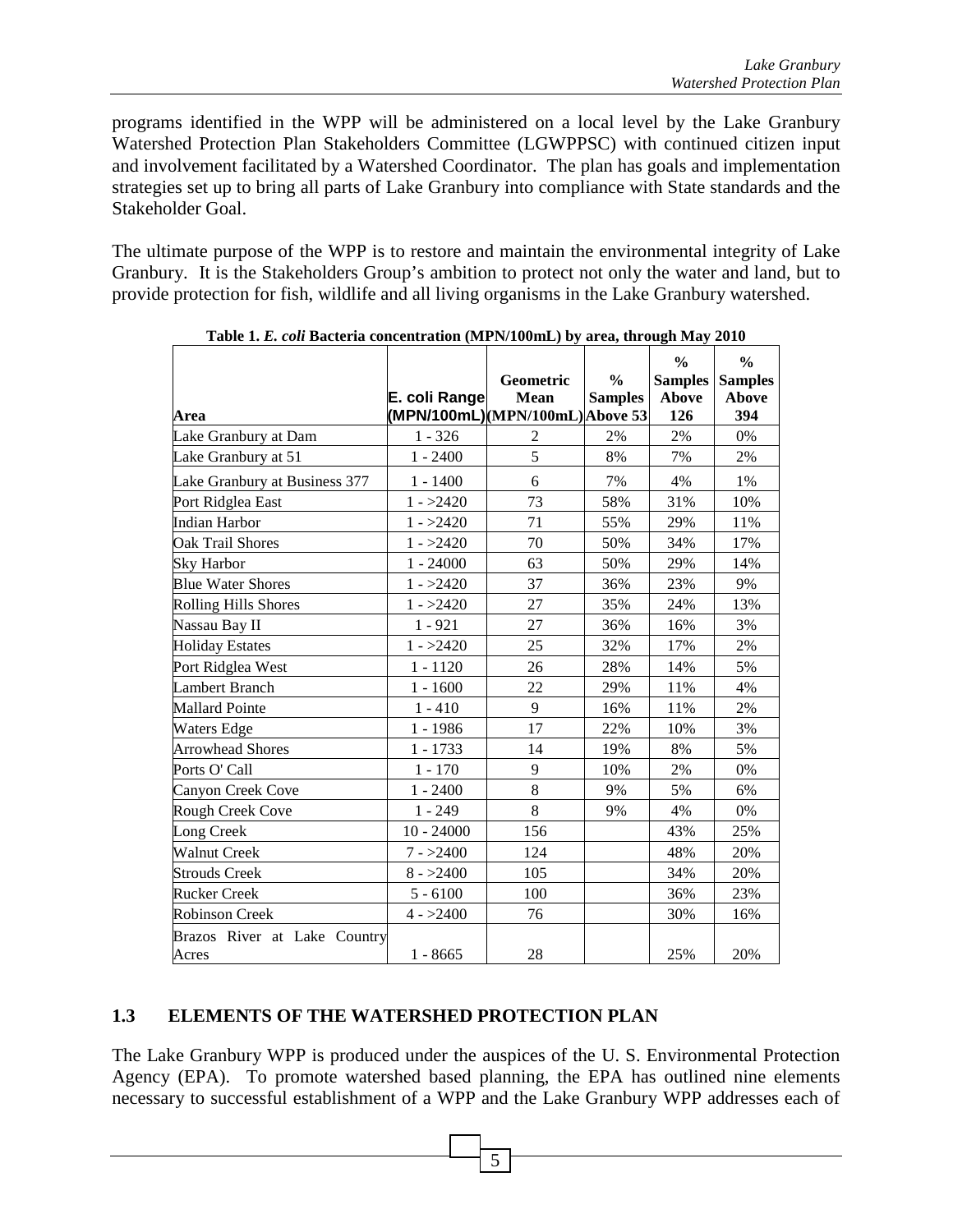programs identified in the WPP will be administered on a local level by the Lake Granbury Watershed Protection Plan Stakeholders Committee (LGWPPSC) with continued citizen input and involvement facilitated by a Watershed Coordinator. The plan has goals and implementation strategies set up to bring all parts of Lake Granbury into compliance with State standards and the Stakeholder Goal.

The ultimate purpose of the WPP is to restore and maintain the environmental integrity of Lake Granbury. It is the Stakeholders Group's ambition to protect not only the water and land, but to provide protection for fish, wildlife and all living organisms in the Lake Granbury watershed.

**Table 1.** ***E. coli*** **Bacteria concentration (MPN/100mL) by area, through May 2010**

| Area | E. coli Range (MPN/100mL) | Geometric Mean (MPN/100mL) | % Samples Above 53 | % Samples Above 126 | % Samples Above 394 |
|---|---|---|---|---|---|
| Lake Granbury at Dam | 1 - 326 | 2 | 2% | 2% | 0% |
| Lake Granbury at 51 | 1 - 2400 | 5 | 8% | 7% | 2% |
| Lake Granbury at Business 377 | 1 - 1400 | 6 | 7% | 4% | 1% |
| Port Ridglea East | 1 - >2420 | 73 | 58% | 31% | 10% |
| Indian Harbor | 1 - >2420 | 71 | 55% | 29% | 11% |
| Oak Trail Shores | 1 - >2420 | 70 | 50% | 34% | 17% |
| Sky Harbor | 1 - 24000 | 63 | 50% | 29% | 14% |
| Blue Water Shores | 1 - >2420 | 37 | 36% | 23% | 9% |
| Rolling Hills Shores | 1 - >2420 | 27 | 35% | 24% | 13% |
| Nassau Bay II | 1 - 921 | 27 | 36% | 16% | 3% |
| Holiday Estates | 1 - >2420 | 25 | 32% | 17% | 2% |
| Port Ridglea West | 1 - 1120 | 26 | 28% | 14% | 5% |
| Lambert Branch | 1 - 1600 | 22 | 29% | 11% | 4% |
| Mallard Pointe | 1 - 410 | 9 | 16% | 11% | 2% |
| Waters Edge | 1 - 1986 | 17 | 22% | 10% | 3% |
| Arrowhead Shores | 1 - 1733 | 14 | 19% | 8% | 5% |
| Ports O' Call | 1 - 170 | 9 | 10% | 2% | 0% |
| Canyon Creek Cove | 1 - 2400 | 8 | 9% | 5% | 6% |
| Rough Creek Cove | 1 - 249 | 8 | 9% | 4% | 0% |
| Long Creek | 10 - 24000 | 156 | | 43% | 25% |
| Walnut Creek | 7 - >2400 | 124 | | 48% | 20% |
| Strouds Creek | 8 - >2400 | 105 | | 34% | 20% |
| Rucker Creek | 5 - 6100 | 100 | | 36% | 23% |
| Robinson Creek | 4 - >2400 | 76 | | 30% | 16% |
| Brazos River at Lake Country Acres | 1 - 8665 | 28 | | 25% | 20% |

## 1.3 ELEMENTS OF THE WATERSHED PROTECTION PLAN

The Lake Granbury WPP is produced under the auspices of the U. S. Environmental Protection Agency (EPA). To promote watershed based planning, the EPA has outlined nine elements necessary to successful establishment of a WPP and the Lake Granbury WPP addresses each of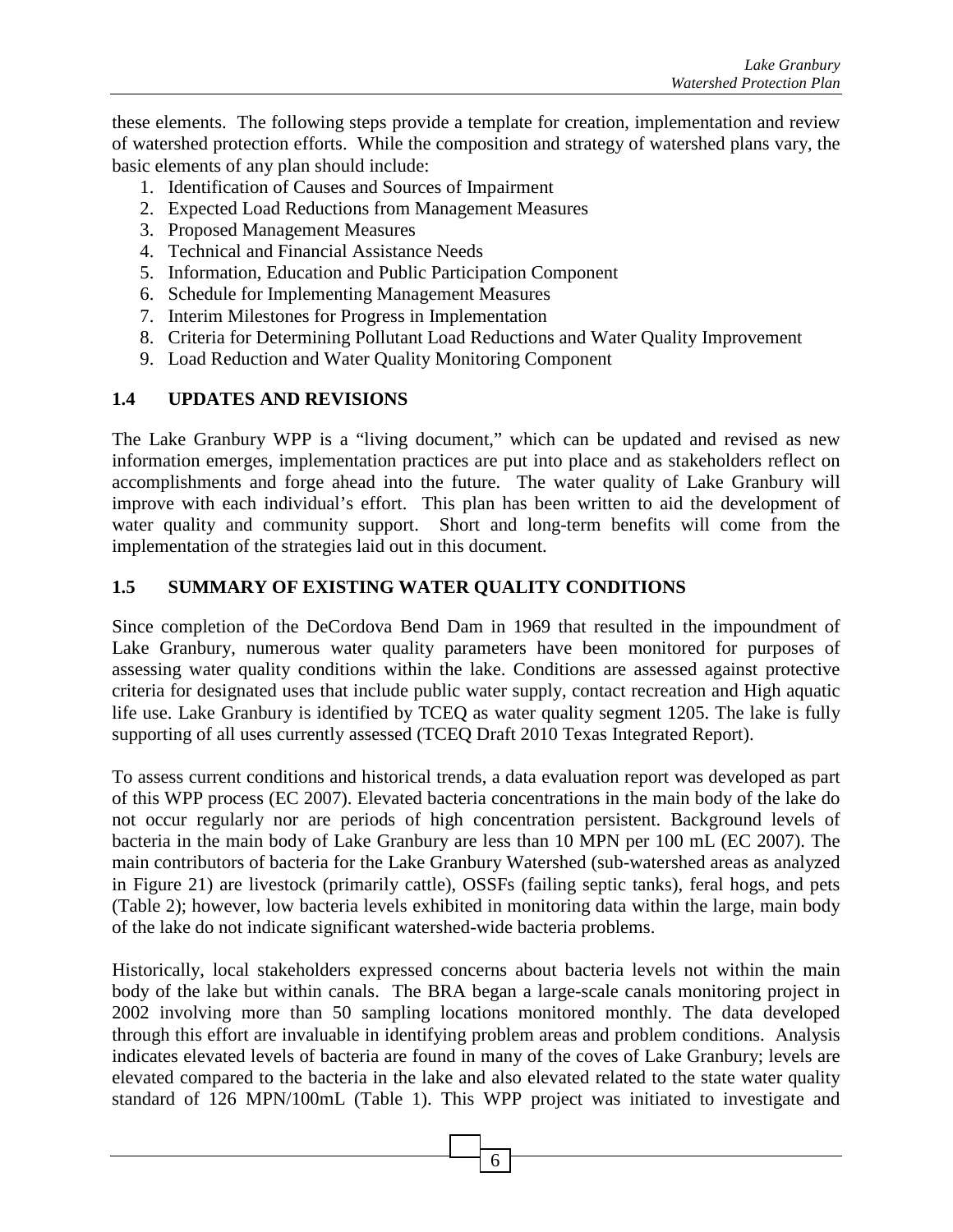these elements. The following steps provide a template for creation, implementation and review of watershed protection efforts. While the composition and strategy of watershed plans vary, the basic elements of any plan should include:

1. Identification of Causes and Sources of Impairment
2. Expected Load Reductions from Management Measures
3. Proposed Management Measures
4. Technical and Financial Assistance Needs
5. Information, Education and Public Participation Component
6. Schedule for Implementing Management Measures
7. Interim Milestones for Progress in Implementation
8. Criteria for Determining Pollutant Load Reductions and Water Quality Improvement
9. Load Reduction and Water Quality Monitoring Component

## 1.4 UPDATES AND REVISIONS

The Lake Granbury WPP is a "living document," which can be updated and revised as new information emerges, implementation practices are put into place and as stakeholders reflect on accomplishments and forge ahead into the future. The water quality of Lake Granbury will improve with each individual's effort. This plan has been written to aid the development of water quality and community support. Short and long-term benefits will come from the implementation of the strategies laid out in this document.

## 1.5 SUMMARY OF EXISTING WATER QUALITY CONDITIONS

Since completion of the DeCordova Bend Dam in 1969 that resulted in the impoundment of Lake Granbury, numerous water quality parameters have been monitored for purposes of assessing water quality conditions within the lake. Conditions are assessed against protective criteria for designated uses that include public water supply, contact recreation and High aquatic life use. Lake Granbury is identified by TCEQ as water quality segment 1205. The lake is fully supporting of all uses currently assessed (TCEQ Draft 2010 Texas Integrated Report).

To assess current conditions and historical trends, a data evaluation report was developed as part of this WPP process (EC 2007). Elevated bacteria concentrations in the main body of the lake do not occur regularly nor are periods of high concentration persistent. Background levels of bacteria in the main body of Lake Granbury are less than 10 MPN per 100 mL (EC 2007). The main contributors of bacteria for the Lake Granbury Watershed (sub-watershed areas as analyzed in Figure 21) are livestock (primarily cattle), OSSFs (failing septic tanks), feral hogs, and pets (Table 2); however, low bacteria levels exhibited in monitoring data within the large, main body of the lake do not indicate significant watershed-wide bacteria problems.

Historically, local stakeholders expressed concerns about bacteria levels not within the main body of the lake but within canals. The BRA began a large-scale canals monitoring project in 2002 involving more than 50 sampling locations monitored monthly. The data developed through this effort are invaluable in identifying problem areas and problem conditions. Analysis indicates elevated levels of bacteria are found in many of the coves of Lake Granbury; levels are elevated compared to the bacteria in the lake and also elevated related to the state water quality standard of 126 MPN/100mL (Table 1). This WPP project was initiated to investigate and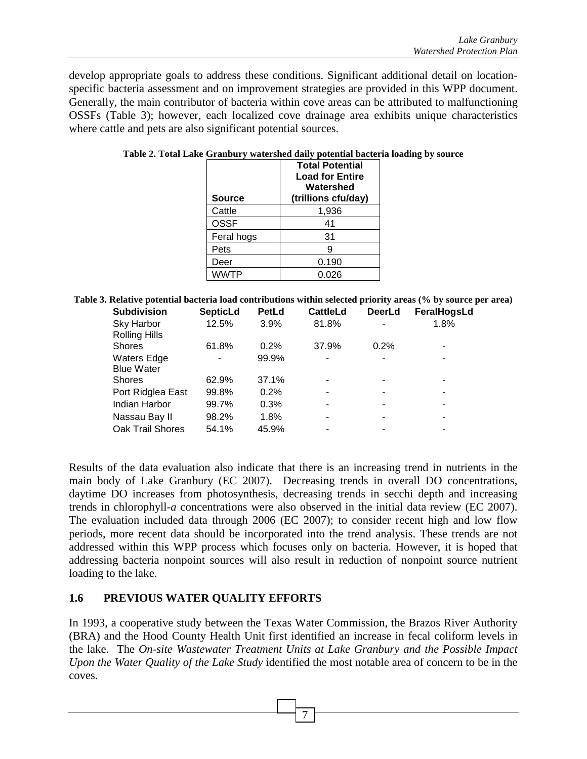develop appropriate goals to address these conditions. Significant additional detail on location-specific bacteria assessment and on improvement strategies are provided in this WPP document. Generally, the main contributor of bacteria within cove areas can be attributed to malfunctioning OSSFs (Table 3); however, each localized cove drainage area exhibits unique characteristics where cattle and pets are also significant potential sources.

**Table 2. Total Lake Granbury watershed daily potential bacteria loading by source**

| Source | Total Potential Load for Entire Watershed (trillions cfu/day) |
|---|---|
| Cattle | 1,936 |
| OSSF | 41 |
| Feral hogs | 31 |
| Pets | 9 |
| Deer | 0.190 |
| WWTP | 0.026 |

**Table 3. Relative potential bacteria load contributions within selected priority areas (% by source per area)**

| Subdivision | SepticLd | PetLd | CattleLd | DeerLd | FeralHogsLd |
|---|---|---|---|---|---|
| Sky Harbor | 12.5% | 3.9% | 81.8% | - | 1.8% |
| Rolling Hills Shores | 61.8% | 0.2% | 37.9% | 0.2% | - |
| Waters Edge | - | 99.9% | - | - | - |
| Blue Water Shores | 62.9% | 37.1% | - | - | - |
| Port Ridglea East | 99.8% | 0.2% | - | - | - |
| Indian Harbor | 99.7% | 0.3% | - | - | - |
| Nassau Bay II | 98.2% | 1.8% | - | - | - |
| Oak Trail Shores | 54.1% | 45.9% | - | - | - |

Results of the data evaluation also indicate that there is an increasing trend in nutrients in the main body of Lake Granbury (EC 2007). Decreasing trends in overall DO concentrations, daytime DO increases from photosynthesis, decreasing trends in secchi depth and increasing trends in chlorophyll-*a* concentrations were also observed in the initial data review (EC 2007). The evaluation included data through 2006 (EC 2007); to consider recent high and low flow periods, more recent data should be incorporated into the trend analysis. These trends are not addressed within this WPP process which focuses only on bacteria. However, it is hoped that addressing bacteria nonpoint sources will also result in reduction of nonpoint source nutrient loading to the lake.

## 1.6 PREVIOUS WATER QUALITY EFFORTS

In 1993, a cooperative study between the Texas Water Commission, the Brazos River Authority (BRA) and the Hood County Health Unit first identified an increase in fecal coliform levels in the lake. The *On-site Wastewater Treatment Units at Lake Granbury and the Possible Impact Upon the Water Quality of the Lake Study* identified the most notable area of concern to be in the coves.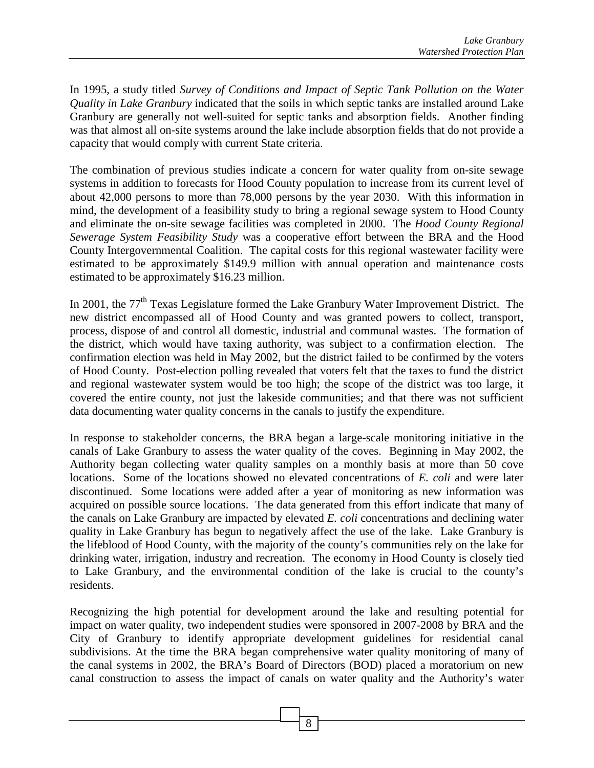In 1995, a study titled *Survey of Conditions and Impact of Septic Tank Pollution on the Water Quality in Lake Granbury* indicated that the soils in which septic tanks are installed around Lake Granbury are generally not well-suited for septic tanks and absorption fields. Another finding was that almost all on-site systems around the lake include absorption fields that do not provide a capacity that would comply with current State criteria.

The combination of previous studies indicate a concern for water quality from on-site sewage systems in addition to forecasts for Hood County population to increase from its current level of about 42,000 persons to more than 78,000 persons by the year 2030. With this information in mind, the development of a feasibility study to bring a regional sewage system to Hood County and eliminate the on-site sewage facilities was completed in 2000. The *Hood County Regional Sewerage System Feasibility Study* was a cooperative effort between the BRA and the Hood County Intergovernmental Coalition. The capital costs for this regional wastewater facility were estimated to be approximately $149.9 million with annual operation and maintenance costs estimated to be approximately $16.23 million.

In 2001, the 77th Texas Legislature formed the Lake Granbury Water Improvement District. The new district encompassed all of Hood County and was granted powers to collect, transport, process, dispose of and control all domestic, industrial and communal wastes. The formation of the district, which would have taxing authority, was subject to a confirmation election. The confirmation election was held in May 2002, but the district failed to be confirmed by the voters of Hood County. Post-election polling revealed that voters felt that the taxes to fund the district and regional wastewater system would be too high; the scope of the district was too large, it covered the entire county, not just the lakeside communities; and that there was not sufficient data documenting water quality concerns in the canals to justify the expenditure.

In response to stakeholder concerns, the BRA began a large-scale monitoring initiative in the canals of Lake Granbury to assess the water quality of the coves. Beginning in May 2002, the Authority began collecting water quality samples on a monthly basis at more than 50 cove locations. Some of the locations showed no elevated concentrations of *E. coli* and were later discontinued. Some locations were added after a year of monitoring as new information was acquired on possible source locations. The data generated from this effort indicate that many of the canals on Lake Granbury are impacted by elevated *E. coli* concentrations and declining water quality in Lake Granbury has begun to negatively affect the use of the lake. Lake Granbury is the lifeblood of Hood County, with the majority of the county's communities rely on the lake for drinking water, irrigation, industry and recreation. The economy in Hood County is closely tied to Lake Granbury, and the environmental condition of the lake is crucial to the county's residents.

Recognizing the high potential for development around the lake and resulting potential for impact on water quality, two independent studies were sponsored in 2007-2008 by BRA and the City of Granbury to identify appropriate development guidelines for residential canal subdivisions. At the time the BRA began comprehensive water quality monitoring of many of the canal systems in 2002, the BRA's Board of Directors (BOD) placed a moratorium on new canal construction to assess the impact of canals on water quality and the Authority's water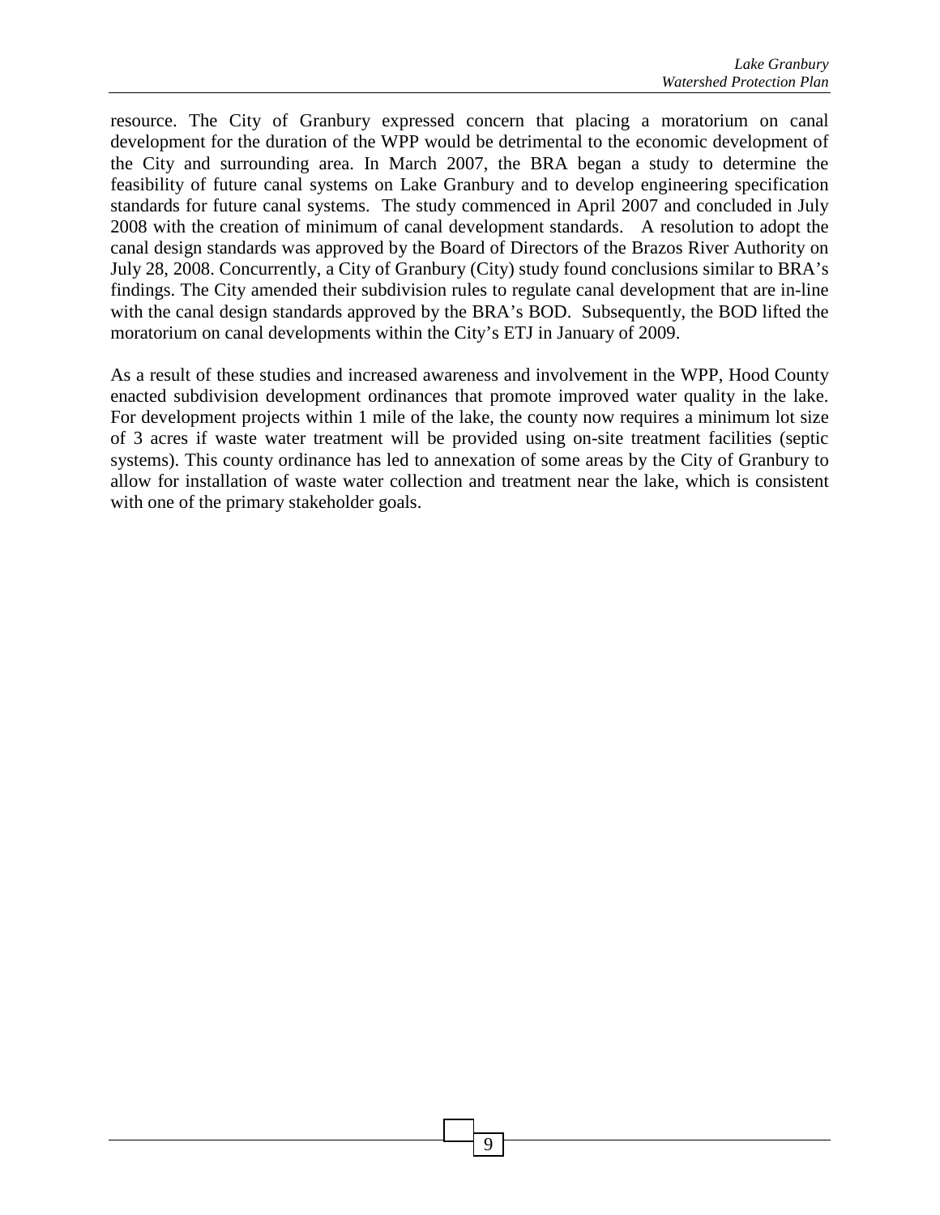resource. The City of Granbury expressed concern that placing a moratorium on canal development for the duration of the WPP would be detrimental to the economic development of the City and surrounding area. In March 2007, the BRA began a study to determine the feasibility of future canal systems on Lake Granbury and to develop engineering specification standards for future canal systems. The study commenced in April 2007 and concluded in July 2008 with the creation of minimum of canal development standards. A resolution to adopt the canal design standards was approved by the Board of Directors of the Brazos River Authority on July 28, 2008. Concurrently, a City of Granbury (City) study found conclusions similar to BRA's findings. The City amended their subdivision rules to regulate canal development that are in-line with the canal design standards approved by the BRA's BOD. Subsequently, the BOD lifted the moratorium on canal developments within the City's ETJ in January of 2009.

As a result of these studies and increased awareness and involvement in the WPP, Hood County enacted subdivision development ordinances that promote improved water quality in the lake. For development projects within 1 mile of the lake, the county now requires a minimum lot size of 3 acres if waste water treatment will be provided using on-site treatment facilities (septic systems). This county ordinance has led to annexation of some areas by the City of Granbury to allow for installation of waste water collection and treatment near the lake, which is consistent with one of the primary stakeholder goals.